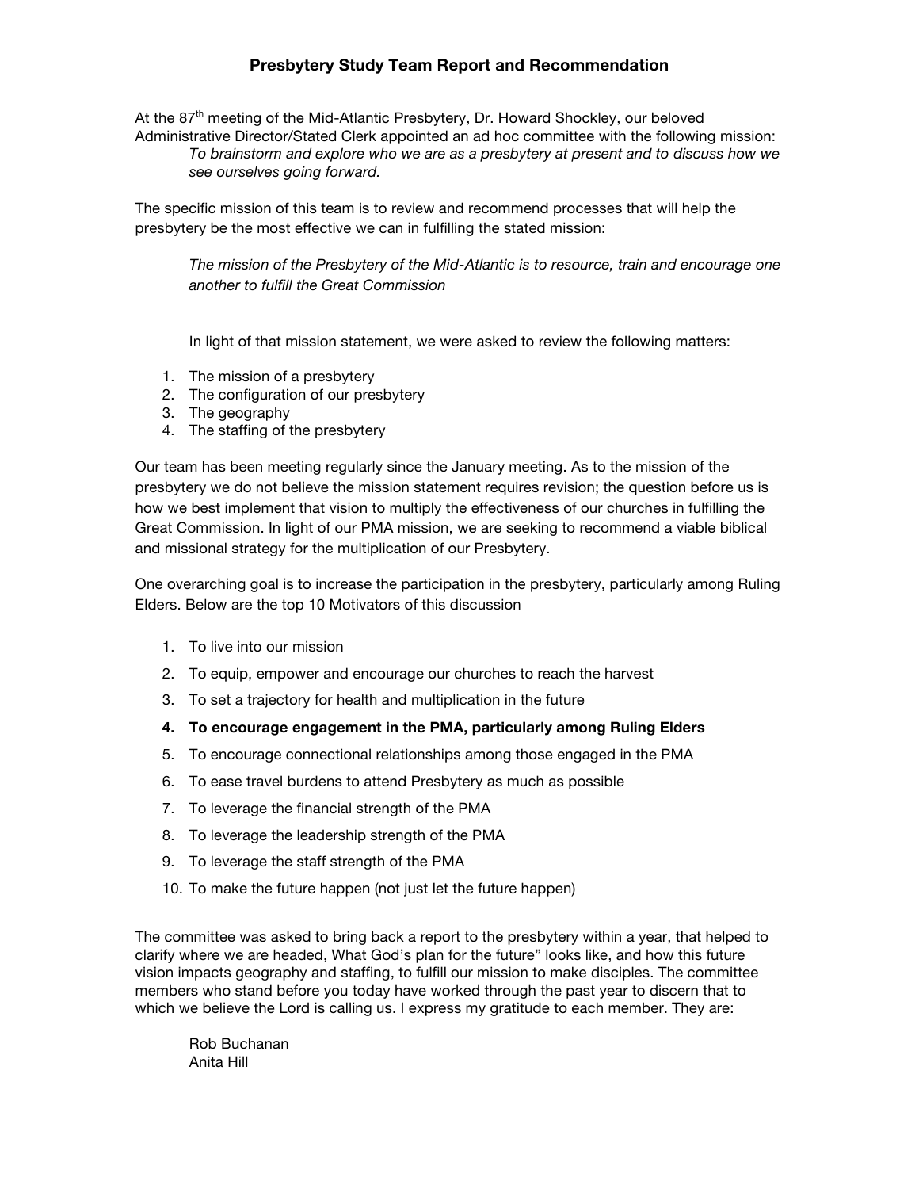# Presbytery Study Team Report and Recommendation

At the 87th meeting of the Mid-Atlantic Presbytery, Dr. Howard Shockley, our beloved Administrative Director/Stated Clerk appointed an ad hoc committee with the following mission:

> *To brainstorm and explore who we are as a presbytery at present and to discuss how we see ourselves going forward.*

The specific mission of this team is to review and recommend processes that will help the presbytery be the most effective we can in fulfilling the stated mission:

> *The mission of the Presbytery of the Mid-Atlantic is to resource, train and encourage one another to fulfill the Great Commission*

In light of that mission statement, we were asked to review the following matters:

1. The mission of a presbytery
2. The configuration of our presbytery
3. The geography
4. The staffing of the presbytery

Our team has been meeting regularly since the January meeting. As to the mission of the presbytery we do not believe the mission statement requires revision; the question before us is how we best implement that vision to multiply the effectiveness of our churches in fulfilling the Great Commission. In light of our PMA mission, we are seeking to recommend a viable biblical and missional strategy for the multiplication of our Presbytery.

One overarching goal is to increase the participation in the presbytery, particularly among Ruling Elders. Below are the top 10 Motivators of this discussion

1. To live into our mission
2. To equip, empower and encourage our churches to reach the harvest
3. To set a trajectory for health and multiplication in the future
4. **To encourage engagement in the PMA, particularly among Ruling Elders**
5. To encourage connectional relationships among those engaged in the PMA
6. To ease travel burdens to attend Presbytery as much as possible
7. To leverage the financial strength of the PMA
8. To leverage the leadership strength of the PMA
9. To leverage the staff strength of the PMA
10. To make the future happen (not just let the future happen)

The committee was asked to bring back a report to the presbytery within a year, that helped to clarify where we are headed, What God's plan for the future" looks like, and how this future vision impacts geography and staffing, to fulfill our mission to make disciples. The committee members who stand before you today have worked through the past year to discern that to which we believe the Lord is calling us. I express my gratitude to each member. They are:

Rob Buchanan
Anita Hill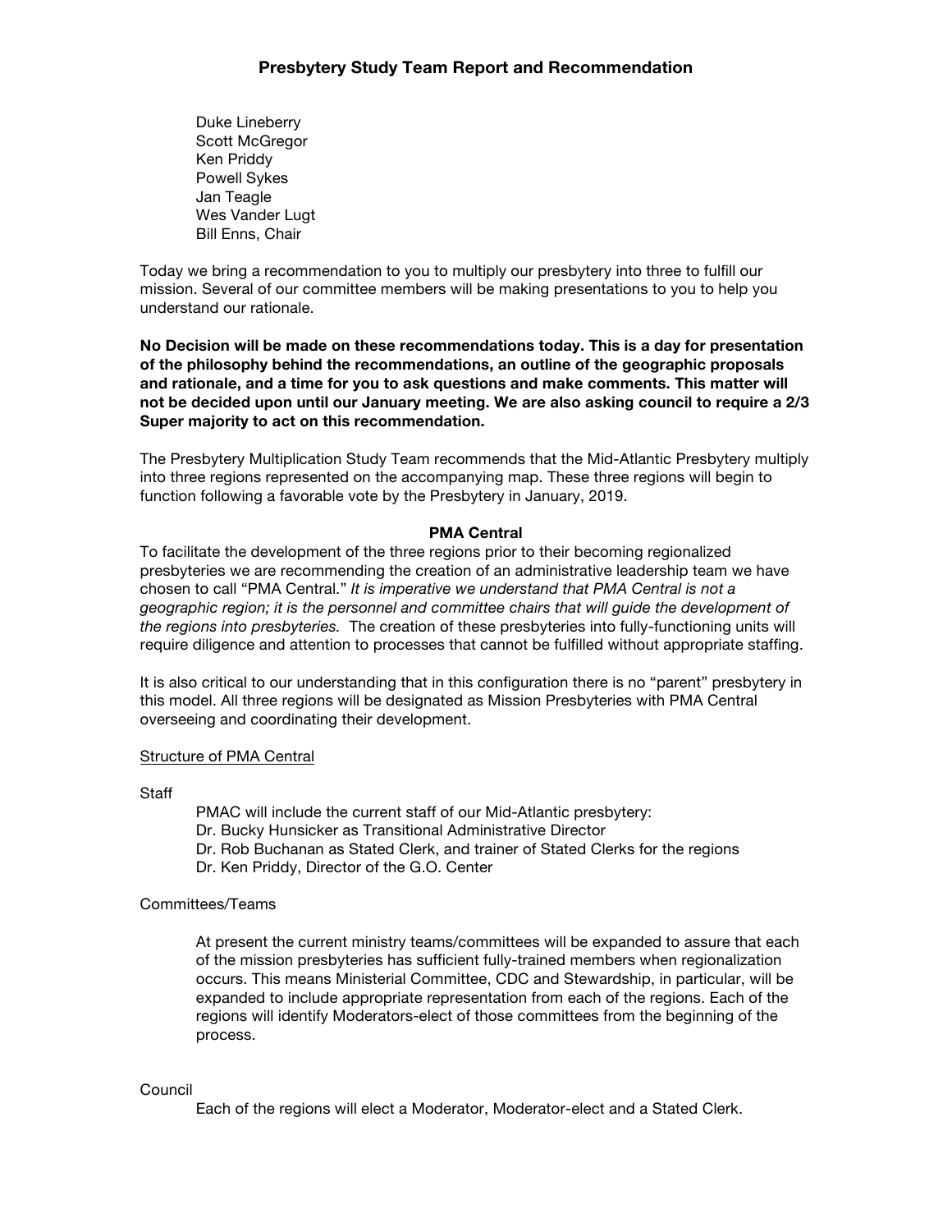# Presbytery Study Team Report and Recommendation

Duke Lineberry
Scott McGregor
Ken Priddy
Powell Sykes
Jan Teagle
Wes Vander Lugt
Bill Enns, Chair

Today we bring a recommendation to you to multiply our presbytery into three to fulfill our mission. Several of our committee members will be making presentations to you to help you understand our rationale.

**No Decision will be made on these recommendations today. This is a day for presentation of the philosophy behind the recommendations, an outline of the geographic proposals and rationale, and a time for you to ask questions and make comments. This matter will not be decided upon until our January meeting. We are also asking council to require a 2/3 Super majority to act on this recommendation.**

The Presbytery Multiplication Study Team recommends that the Mid-Atlantic Presbytery multiply into three regions represented on the accompanying map. These three regions will begin to function following a favorable vote by the Presbytery in January, 2019.

## PMA Central

To facilitate the development of the three regions prior to their becoming regionalized presbyteries we are recommending the creation of an administrative leadership team we have chosen to call "PMA Central." *It is imperative we understand that PMA Central is not a geographic region; it is the personnel and committee chairs that will guide the development of the regions into presbyteries.* The creation of these presbyteries into fully-functioning units will require diligence and attention to processes that cannot be fulfilled without appropriate staffing.

It is also critical to our understanding that in this configuration there is no "parent" presbytery in this model. All three regions will be designated as Mission Presbyteries with PMA Central overseeing and coordinating their development.

### Structure of PMA Central

Staff

PMAC will include the current staff of our Mid-Atlantic presbytery:
Dr. Bucky Hunsicker as Transitional Administrative Director
Dr. Rob Buchanan as Stated Clerk, and trainer of Stated Clerks for the regions
Dr. Ken Priddy, Director of the G.O. Center

Committees/Teams

At present the current ministry teams/committees will be expanded to assure that each of the mission presbyteries has sufficient fully-trained members when regionalization occurs. This means Ministerial Committee, CDC and Stewardship, in particular, will be expanded to include appropriate representation from each of the regions. Each of the regions will identify Moderators-elect of those committees from the beginning of the process.

Council

Each of the regions will elect a Moderator, Moderator-elect and a Stated Clerk.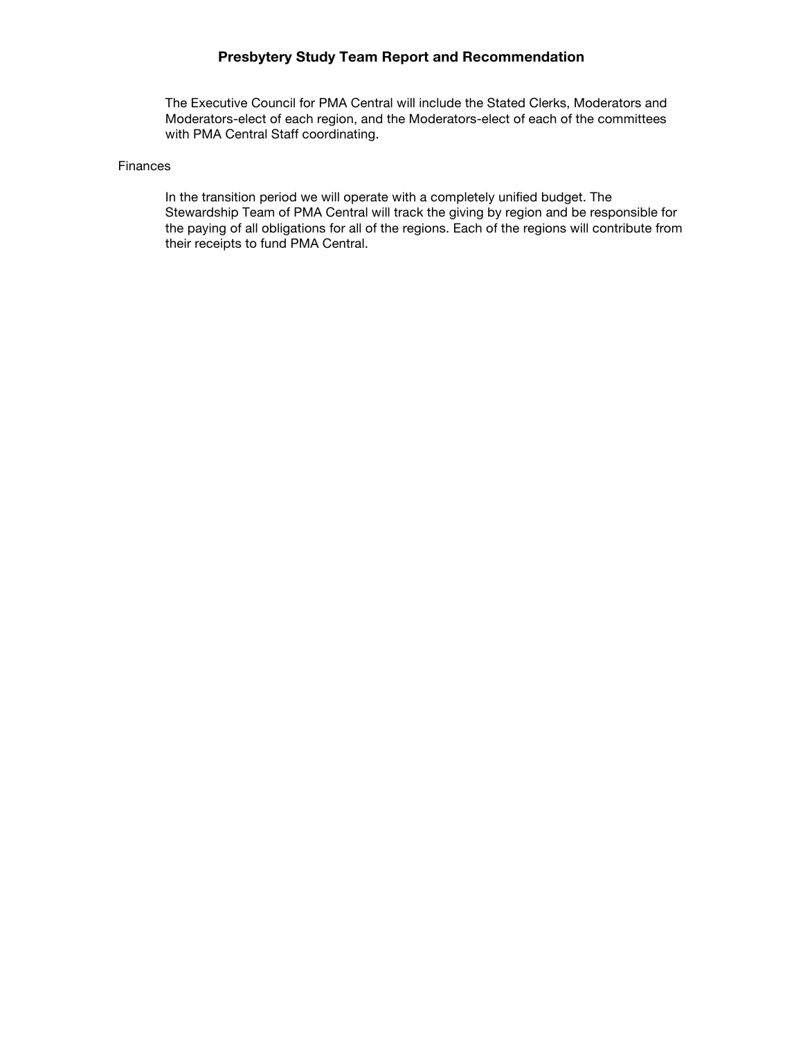The Executive Council for PMA Central will include the Stated Clerks, Moderators and Moderators-elect of each region, and the Moderators-elect of each of the committees with PMA Central Staff coordinating.

## Finances

In the transition period we will operate with a completely unified budget. The Stewardship Team of PMA Central will track the giving by region and be responsible for the paying of all obligations for all of the regions. Each of the regions will contribute from their receipts to fund PMA Central.